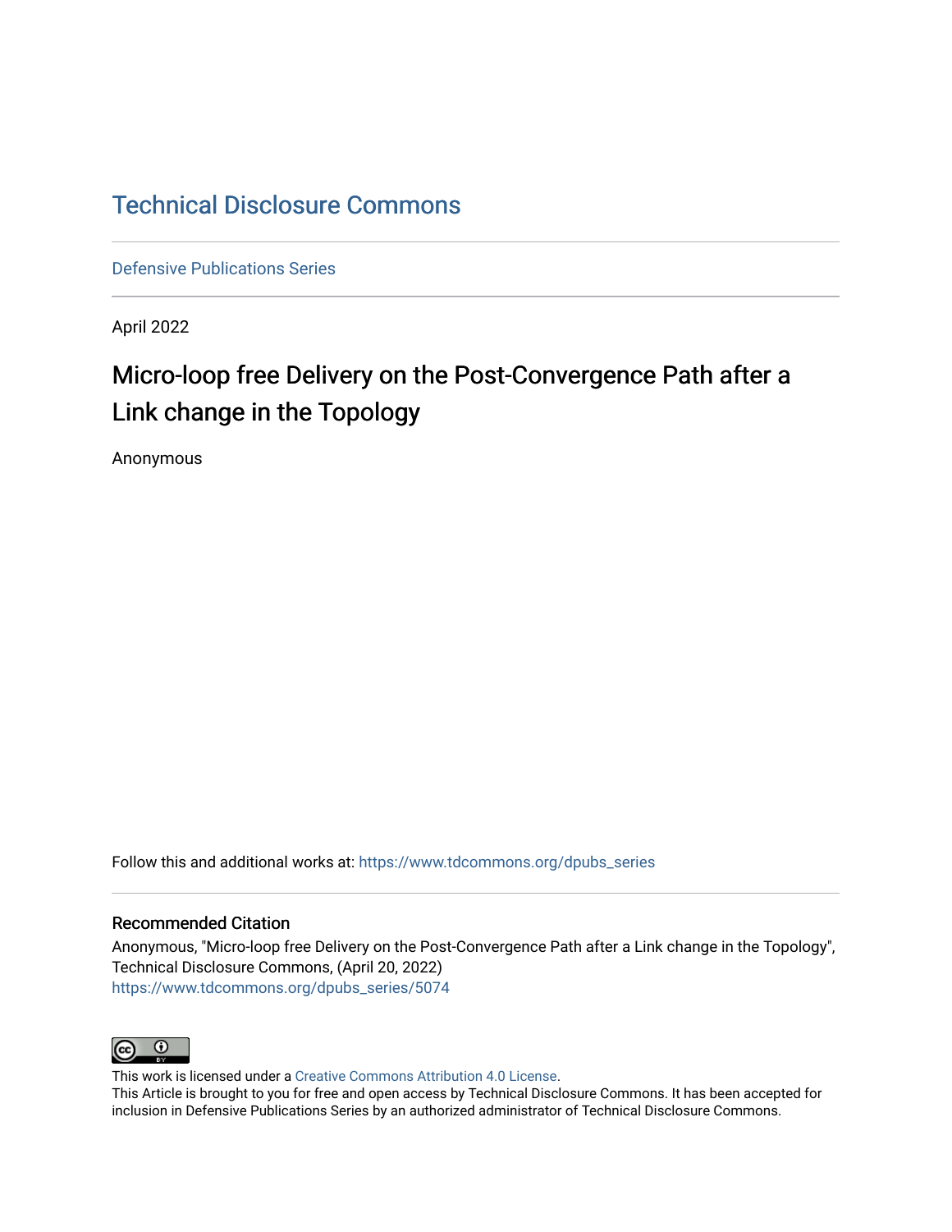# Technical Disclosure Commons

Defensive Publications Series

April 2022

## Micro-loop free Delivery on the Post-Convergence Path after a Link change in the Topology

Anonymous

Follow this and additional works at: https://www.tdcommons.org/dpubs_series

### Recommended Citation

Anonymous, "Micro-loop free Delivery on the Post-Convergence Path after a Link change in the Topology", Technical Disclosure Commons, (April 20, 2022)
https://www.tdcommons.org/dpubs_series/5074

This work is licensed under a Creative Commons Attribution 4.0 License.
This Article is brought to you for free and open access by Technical Disclosure Commons. It has been accepted for inclusion in Defensive Publications Series by an authorized administrator of Technical Disclosure Commons.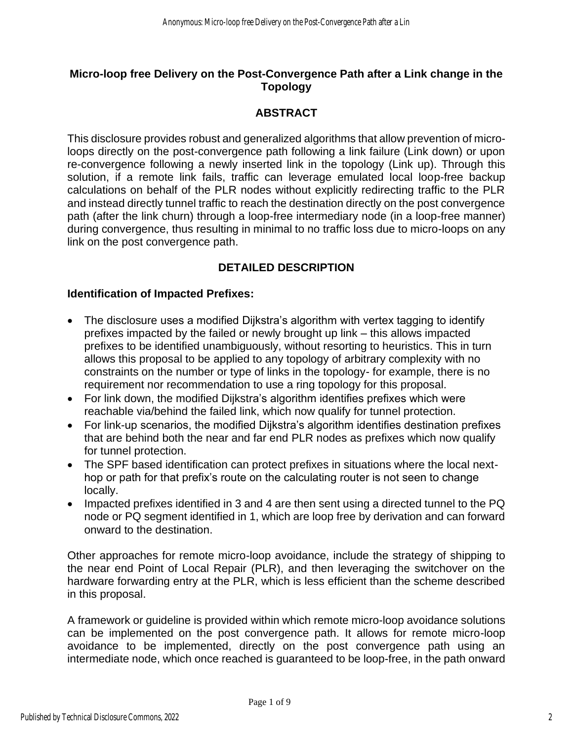## Micro-loop free Delivery on the Post-Convergence Path after a Link change in the Topology

## ABSTRACT

This disclosure provides robust and generalized algorithms that allow prevention of micro-loops directly on the post-convergence path following a link failure (Link down) or upon re-convergence following a newly inserted link in the topology (Link up). Through this solution, if a remote link fails, traffic can leverage emulated local loop-free backup calculations on behalf of the PLR nodes without explicitly redirecting traffic to the PLR and instead directly tunnel traffic to reach the destination directly on the post convergence path (after the link churn) through a loop-free intermediary node (in a loop-free manner) during convergence, thus resulting in minimal to no traffic loss due to micro-loops on any link on the post convergence path.

## DETAILED DESCRIPTION

### Identification of Impacted Prefixes:

- The disclosure uses a modified Dijkstra's algorithm with vertex tagging to identify prefixes impacted by the failed or newly brought up link – this allows impacted prefixes to be identified unambiguously, without resorting to heuristics. This in turn allows this proposal to be applied to any topology of arbitrary complexity with no constraints on the number or type of links in the topology- for example, there is no requirement nor recommendation to use a ring topology for this proposal.
- For link down, the modified Dijkstra's algorithm identifies prefixes which were reachable via/behind the failed link, which now qualify for tunnel protection.
- For link-up scenarios, the modified Dijkstra's algorithm identifies destination prefixes that are behind both the near and far end PLR nodes as prefixes which now qualify for tunnel protection.
- The SPF based identification can protect prefixes in situations where the local next-hop or path for that prefix's route on the calculating router is not seen to change locally.
- Impacted prefixes identified in 3 and 4 are then sent using a directed tunnel to the PQ node or PQ segment identified in 1, which are loop free by derivation and can forward onward to the destination.

Other approaches for remote micro-loop avoidance, include the strategy of shipping to the near end Point of Local Repair (PLR), and then leveraging the switchover on the hardware forwarding entry at the PLR, which is less efficient than the scheme described in this proposal.

A framework or guideline is provided within which remote micro-loop avoidance solutions can be implemented on the post convergence path. It allows for remote micro-loop avoidance to be implemented, directly on the post convergence path using an intermediate node, which once reached is guaranteed to be loop-free, in the path onward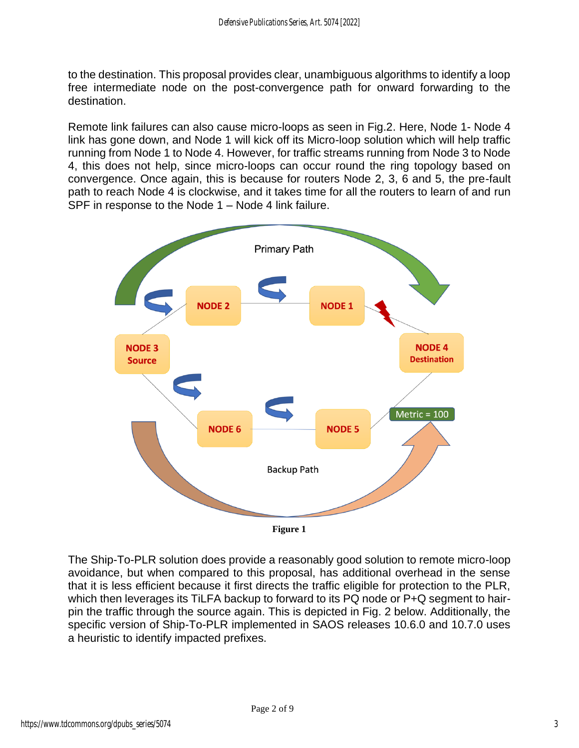to the destination. This proposal provides clear, unambiguous algorithms to identify a loop free intermediate node on the post-convergence path for onward forwarding to the destination.

Remote link failures can also cause micro-loops as seen in Fig.2. Here, Node 1- Node 4 link has gone down, and Node 1 will kick off its Micro-loop solution which will help traffic running from Node 1 to Node 4. However, for traffic streams running from Node 3 to Node 4, this does not help, since micro-loops can occur round the ring topology based on convergence. Once again, this is because for routers Node 2, 3, 6 and 5, the pre-fault path to reach Node 4 is clockwise, and it takes time for all the routers to learn of and run SPF in response to the Node 1 – Node 4 link failure.

Primary Path

NODE 2 NODE 1

NODE 3 Source

NODE 4 Destination

NODE 6 NODE 5

Metric = 100

Backup Path

**Figure 1**

The Ship-To-PLR solution does provide a reasonably good solution to remote micro-loop avoidance, but when compared to this proposal, has additional overhead in the sense that it is less efficient because it first directs the traffic eligible for protection to the PLR, which then leverages its TiLFA backup to forward to its PQ node or P+Q segment to hair-pin the traffic through the source again. This is depicted in Fig. 2 below. Additionally, the specific version of Ship-To-PLR implemented in SAOS releases 10.6.0 and 10.7.0 uses a heuristic to identify impacted prefixes.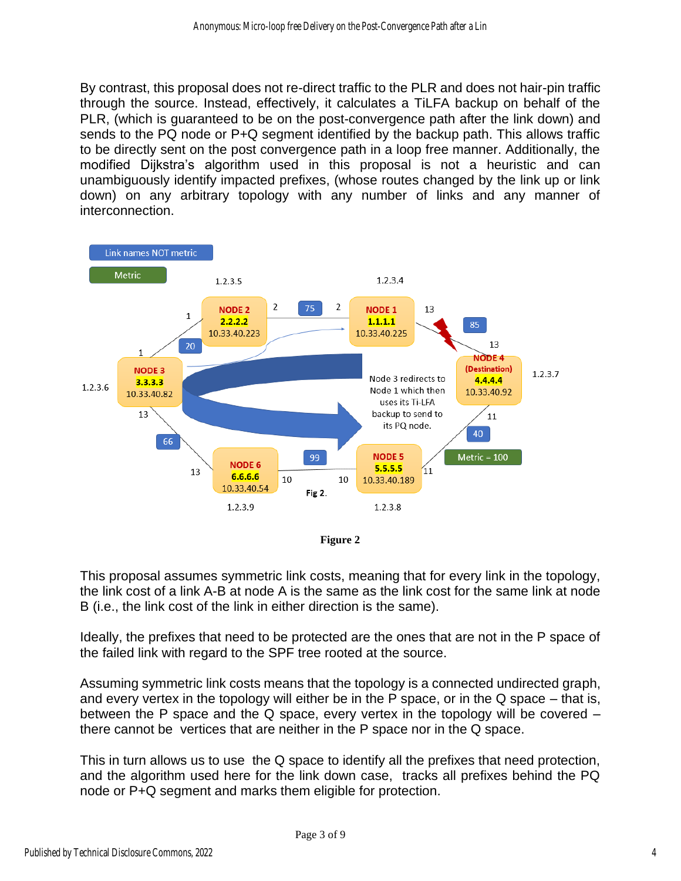By contrast, this proposal does not re-direct traffic to the PLR and does not hair-pin traffic through the source. Instead, effectively, it calculates a TiLFA backup on behalf of the PLR, (which is guaranteed to be on the post-convergence path after the link down) and sends to the PQ node or P+Q segment identified by the backup path. This allows traffic to be directly sent on the post convergence path in a loop free manner. Additionally, the modified Dijkstra's algorithm used in this proposal is not a heuristic and can unambiguously identify impacted prefixes, (whose routes changed by the link up or link down) on any arbitrary topology with any number of links and any manner of interconnection.

Figure 2

This proposal assumes symmetric link costs, meaning that for every link in the topology, the link cost of a link A-B at node A is the same as the link cost for the same link at node B (i.e., the link cost of the link in either direction is the same).

Ideally, the prefixes that need to be protected are the ones that are not in the P space of the failed link with regard to the SPF tree rooted at the source.

Assuming symmetric link costs means that the topology is a connected undirected graph, and every vertex in the topology will either be in the P space, or in the Q space – that is, between the P space and the Q space, every vertex in the topology will be covered – there cannot be vertices that are neither in the P space nor in the Q space.

This in turn allows us to use the Q space to identify all the prefixes that need protection, and the algorithm used here for the link down case, tracks all prefixes behind the PQ node or P+Q segment and marks them eligible for protection.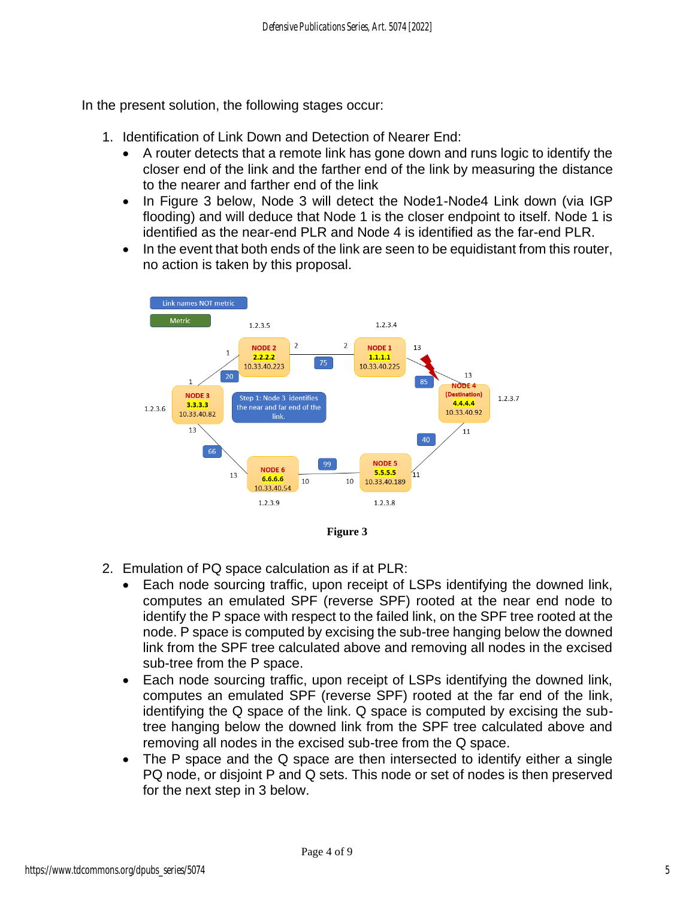In the present solution, the following stages occur:

1. Identification of Link Down and Detection of Nearer End:
   - A router detects that a remote link has gone down and runs logic to identify the closer end of the link and the farther end of the link by measuring the distance to the nearer and farther end of the link
   - In Figure 3 below, Node 3 will detect the Node1-Node4 Link down (via IGP flooding) and will deduce that Node 1 is the closer endpoint to itself. Node 1 is identified as the near-end PLR and Node 4 is identified as the far-end PLR.
   - In the event that both ends of the link are seen to be equidistant from this router, no action is taken by this proposal.

**Figure 3**

2. Emulation of PQ space calculation as if at PLR:
   - Each node sourcing traffic, upon receipt of LSPs identifying the downed link, computes an emulated SPF (reverse SPF) rooted at the near end node to identify the P space with respect to the failed link, on the SPF tree rooted at the node. P space is computed by excising the sub-tree hanging below the downed link from the SPF tree calculated above and removing all nodes in the excised sub-tree from the P space.
   - Each node sourcing traffic, upon receipt of LSPs identifying the downed link, computes an emulated SPF (reverse SPF) rooted at the far end of the link, identifying the Q space of the link. Q space is computed by excising the sub-tree hanging below the downed link from the SPF tree calculated above and removing all nodes in the excised sub-tree from the Q space.
   - The P space and the Q space are then intersected to identify either a single PQ node, or disjoint P and Q sets. This node or set of nodes is then preserved for the next step in 3 below.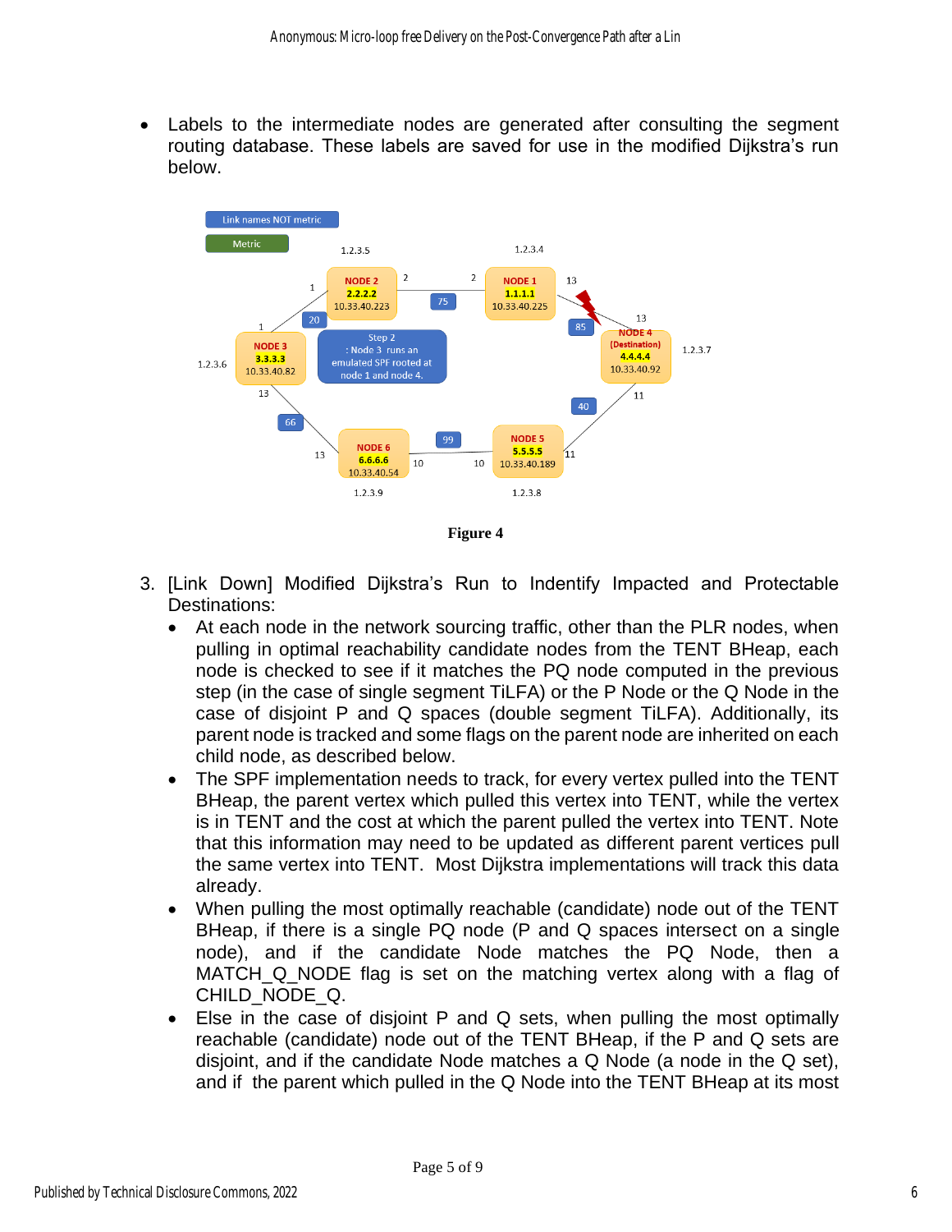- Labels to the intermediate nodes are generated after consulting the segment routing database. These labels are saved for use in the modified Dijkstra's run below.

**Figure 4**

3. [Link Down] Modified Dijkstra's Run to Indentify Impacted and Protectable Destinations:
   - At each node in the network sourcing traffic, other than the PLR nodes, when pulling in optimal reachability candidate nodes from the TENT BHeap, each node is checked to see if it matches the PQ node computed in the previous step (in the case of single segment TiLFA) or the P Node or the Q Node in the case of disjoint P and Q spaces (double segment TiLFA). Additionally, its parent node is tracked and some flags on the parent node are inherited on each child node, as described below.
   - The SPF implementation needs to track, for every vertex pulled into the TENT BHeap, the parent vertex which pulled this vertex into TENT, while the vertex is in TENT and the cost at which the parent pulled the vertex into TENT. Note that this information may need to be updated as different parent vertices pull the same vertex into TENT. Most Dijkstra implementations will track this data already.
   - When pulling the most optimally reachable (candidate) node out of the TENT BHeap, if there is a single PQ node (P and Q spaces intersect on a single node), and if the candidate Node matches the PQ Node, then a MATCH_Q_NODE flag is set on the matching vertex along with a flag of CHILD_NODE_Q.
   - Else in the case of disjoint P and Q sets, when pulling the most optimally reachable (candidate) node out of the TENT BHeap, if the P and Q sets are disjoint, and if the candidate Node matches a Q Node (a node in the Q set), and if the parent which pulled in the Q Node into the TENT BHeap at its most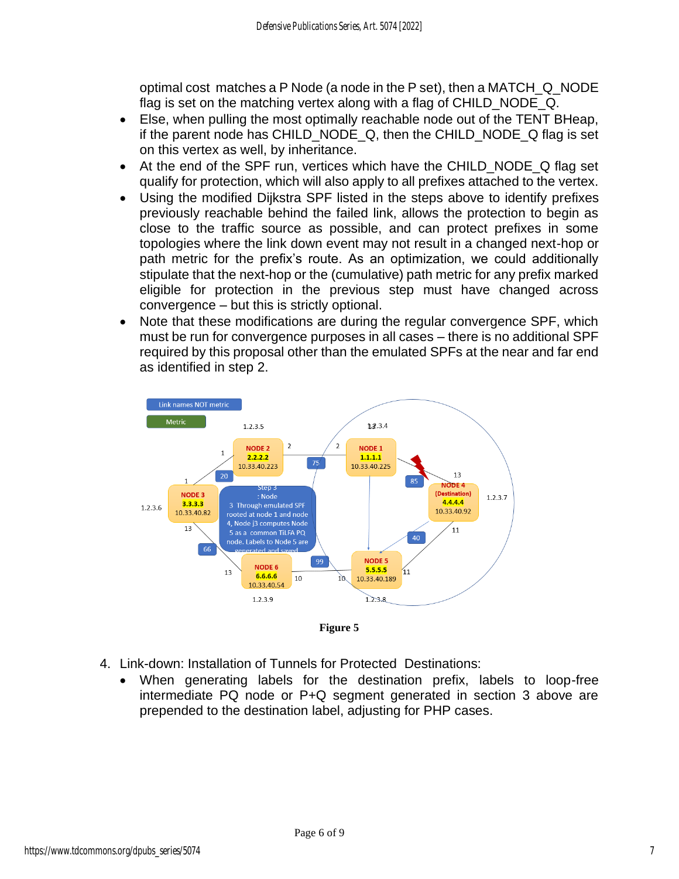optimal cost matches a P Node (a node in the P set), then a MATCH_Q_NODE flag is set on the matching vertex along with a flag of CHILD_NODE_Q.

- Else, when pulling the most optimally reachable node out of the TENT BHeap, if the parent node has CHILD_NODE_Q, then the CHILD_NODE_Q flag is set on this vertex as well, by inheritance.
- At the end of the SPF run, vertices which have the CHILD_NODE_Q flag set qualify for protection, which will also apply to all prefixes attached to the vertex.
- Using the modified Dijkstra SPF listed in the steps above to identify prefixes previously reachable behind the failed link, allows the protection to begin as close to the traffic source as possible, and can protect prefixes in some topologies where the link down event may not result in a changed next-hop or path metric for the prefix's route. As an optimization, we could additionally stipulate that the next-hop or the (cumulative) path metric for any prefix marked eligible for protection in the previous step must have changed across convergence – but this is strictly optional.
- Note that these modifications are during the regular convergence SPF, which must be run for convergence purposes in all cases – there is no additional SPF required by this proposal other than the emulated SPFs at the near and far end as identified in step 2.

**Figure 5**

4. Link-down: Installation of Tunnels for Protected Destinations:
   - When generating labels for the destination prefix, labels to loop-free intermediate PQ node or P+Q segment generated in section 3 above are prepended to the destination label, adjusting for PHP cases.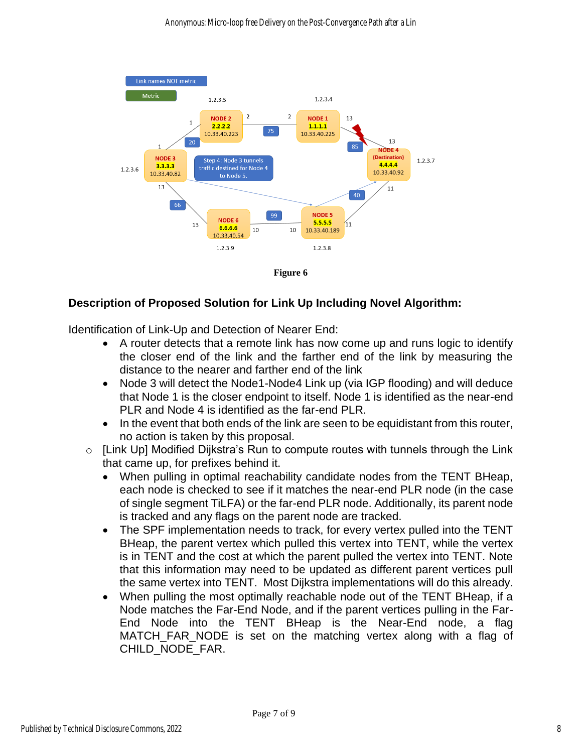Figure 6

**Description of Proposed Solution for Link Up Including Novel Algorithm:**

Identification of Link-Up and Detection of Nearer End:

- A router detects that a remote link has now come up and runs logic to identify the closer end of the link and the farther end of the link by measuring the distance to the nearer and farther end of the link
- Node 3 will detect the Node1-Node4 Link up (via IGP flooding) and will deduce that Node 1 is the closer endpoint to itself. Node 1 is identified as the near-end PLR and Node 4 is identified as the far-end PLR.
- In the event that both ends of the link are seen to be equidistant from this router, no action is taken by this proposal.

- [Link Up] Modified Dijkstra's Run to compute routes with tunnels through the Link that came up, for prefixes behind it.
  - When pulling in optimal reachability candidate nodes from the TENT BHeap, each node is checked to see if it matches the near-end PLR node (in the case of single segment TiLFA) or the far-end PLR node. Additionally, its parent node is tracked and any flags on the parent node are tracked.
  - The SPF implementation needs to track, for every vertex pulled into the TENT BHeap, the parent vertex which pulled this vertex into TENT, while the vertex is in TENT and the cost at which the parent pulled the vertex into TENT. Note that this information may need to be updated as different parent vertices pull the same vertex into TENT. Most Dijkstra implementations will do this already.
  - When pulling the most optimally reachable node out of the TENT BHeap, if a Node matches the Far-End Node, and if the parent vertices pulling in the Far-End Node into the TENT BHeap is the Near-End node, a flag MATCH_FAR_NODE is set on the matching vertex along with a flag of CHILD_NODE_FAR.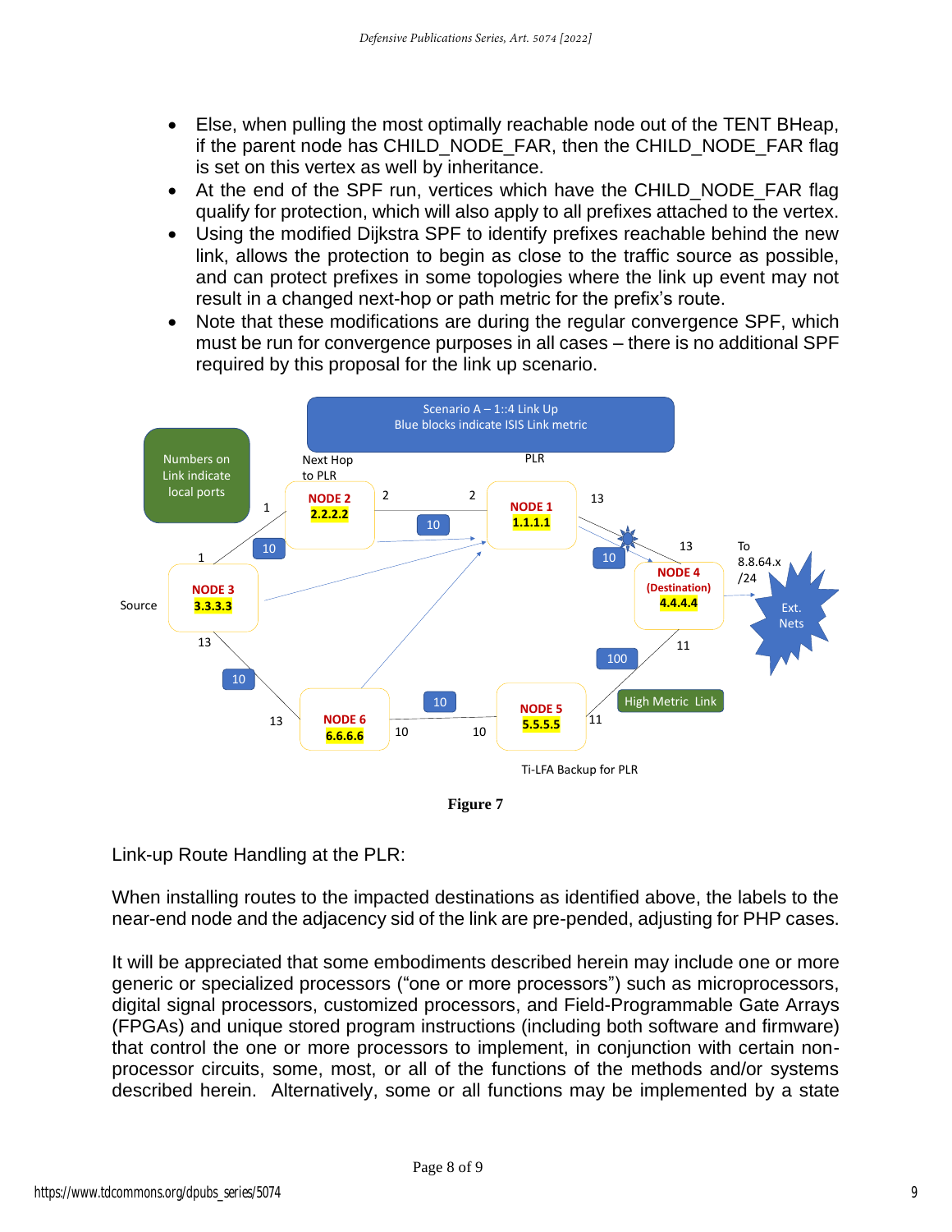- Else, when pulling the most optimally reachable node out of the TENT BHeap, if the parent node has CHILD_NODE_FAR, then the CHILD_NODE_FAR flag is set on this vertex as well by inheritance.
- At the end of the SPF run, vertices which have the CHILD_NODE_FAR flag qualify for protection, which will also apply to all prefixes attached to the vertex.
- Using the modified Dijkstra SPF to identify prefixes reachable behind the new link, allows the protection to begin as close to the traffic source as possible, and can protect prefixes in some topologies where the link up event may not result in a changed next-hop or path metric for the prefix's route.
- Note that these modifications are during the regular convergence SPF, which must be run for convergence purposes in all cases – there is no additional SPF required by this proposal for the link up scenario.

**Figure 7**

Link-up Route Handling at the PLR:

When installing routes to the impacted destinations as identified above, the labels to the near-end node and the adjacency sid of the link are pre-pended, adjusting for PHP cases.

It will be appreciated that some embodiments described herein may include one or more generic or specialized processors ("one or more processors") such as microprocessors, digital signal processors, customized processors, and Field-Programmable Gate Arrays (FPGAs) and unique stored program instructions (including both software and firmware) that control the one or more processors to implement, in conjunction with certain non-processor circuits, some, most, or all of the functions of the methods and/or systems described herein. Alternatively, some or all functions may be implemented by a state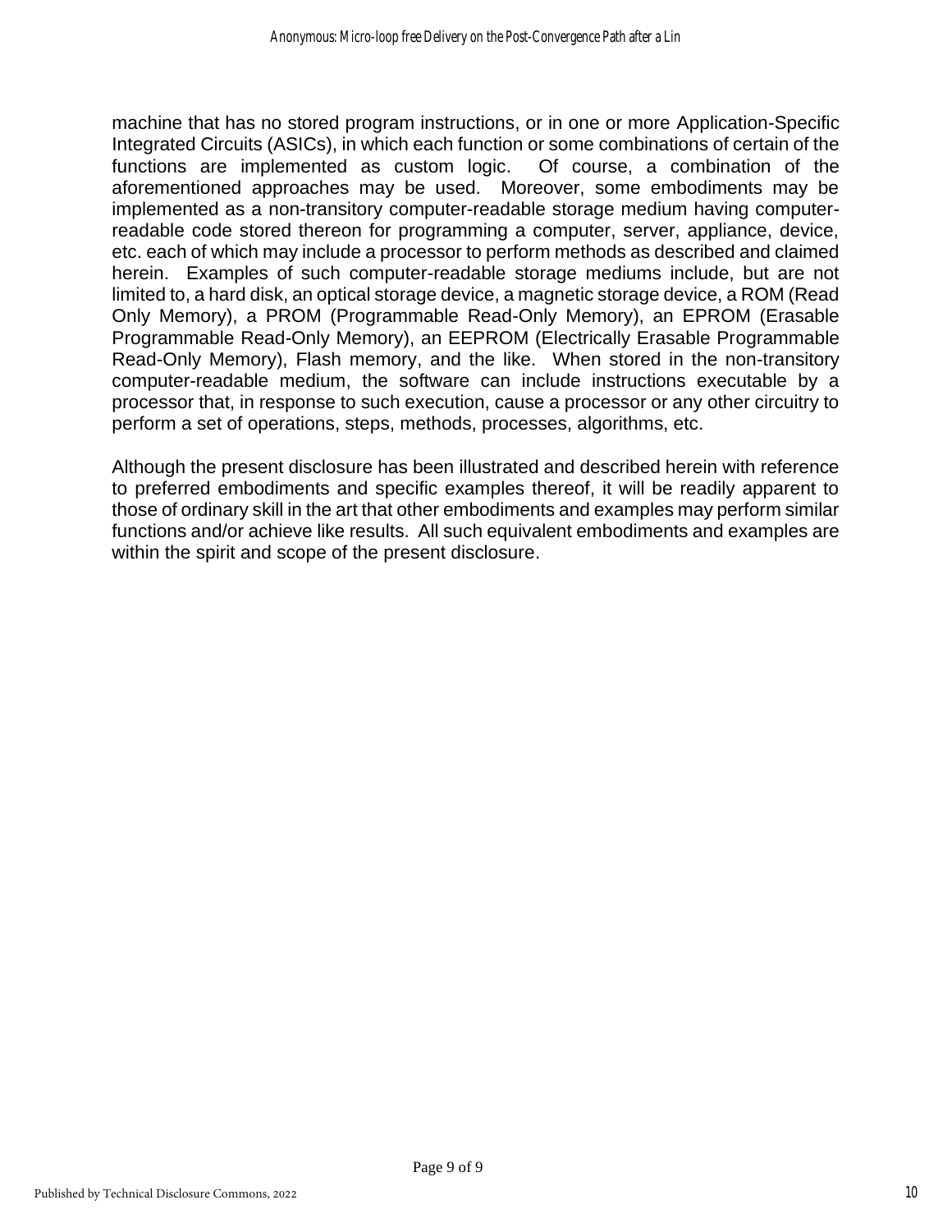machine that has no stored program instructions, or in one or more Application-Specific Integrated Circuits (ASICs), in which each function or some combinations of certain of the functions are implemented as custom logic. Of course, a combination of the aforementioned approaches may be used. Moreover, some embodiments may be implemented as a non-transitory computer-readable storage medium having computer-readable code stored thereon for programming a computer, server, appliance, device, etc. each of which may include a processor to perform methods as described and claimed herein. Examples of such computer-readable storage mediums include, but are not limited to, a hard disk, an optical storage device, a magnetic storage device, a ROM (Read Only Memory), a PROM (Programmable Read-Only Memory), an EPROM (Erasable Programmable Read-Only Memory), an EEPROM (Electrically Erasable Programmable Read-Only Memory), Flash memory, and the like. When stored in the non-transitory computer-readable medium, the software can include instructions executable by a processor that, in response to such execution, cause a processor or any other circuitry to perform a set of operations, steps, methods, processes, algorithms, etc.

Although the present disclosure has been illustrated and described herein with reference to preferred embodiments and specific examples thereof, it will be readily apparent to those of ordinary skill in the art that other embodiments and examples may perform similar functions and/or achieve like results. All such equivalent embodiments and examples are within the spirit and scope of the present disclosure.